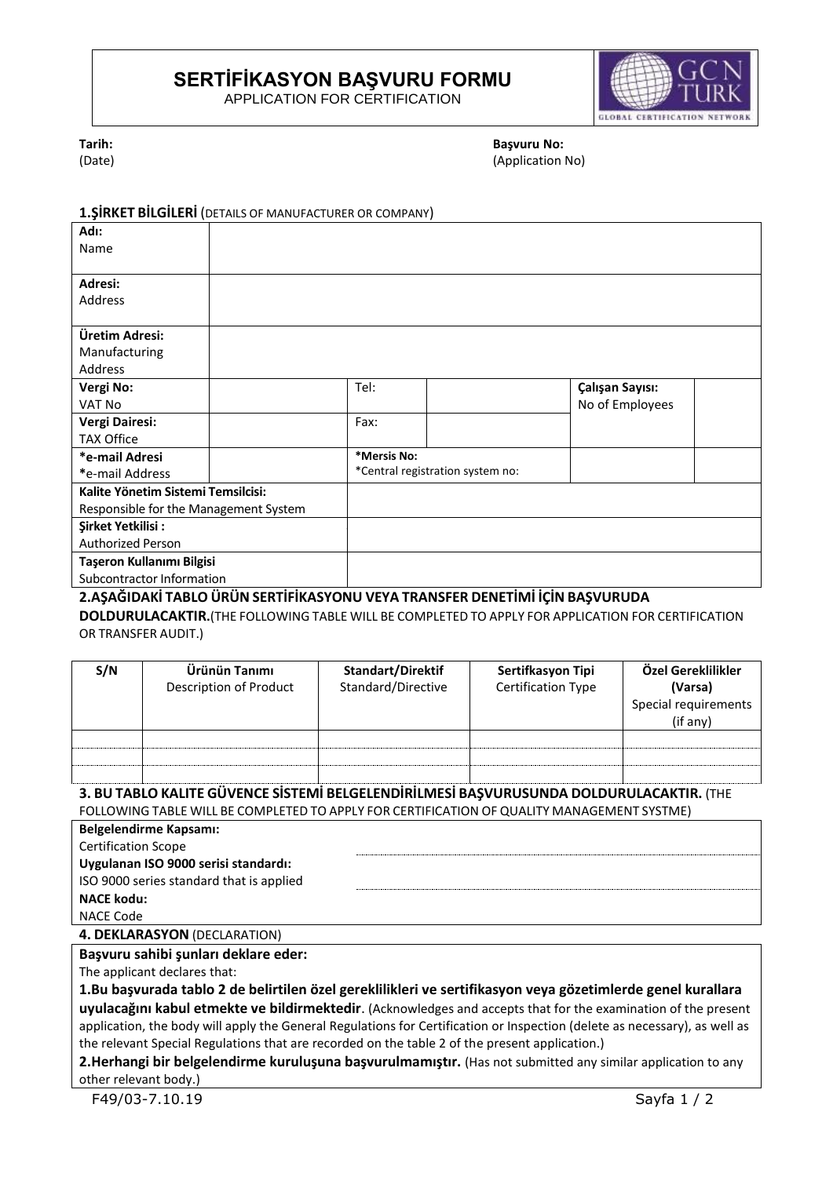# SERTİFİKASYON BAŞVURU FORMU

APPLICATION FOR CERTIFICATION

**Tarih:**
(Date)

**Başvuru No:**
(Application No)

## 1.ŞİRKET BİLGİLERİ (DETAILS OF MANUFACTURER OR COMPANY)

| | | | | | |
|---|---|---|---|---|---|
| **Adı:** Name | | | | | |
| **Adresi:** Address | | | | | |
| **Üretim Adresi:** Manufacturing Address | | | | | |
| **Vergi No:** VAT No | | Tel: | | **Çalışan Sayısı:** No of Employees | |
| **Vergi Dairesi:** TAX Office | | Fax: | | | |
| ***e-mail Adresi** *e-mail Address | | **\*Mersis No:** *Central registration system no: | | | |
| **Kalite Yönetim Sistemi Temsilcisi:** Responsible for the Management System | | | | | |
| **Şirket Yetkilisi :** Authorized Person | | | | | |
| **Taşeron Kullanımı Bilgisi** Subcontractor Information | | | | | |

## 2.AŞAĞIDAKİ TABLO ÜRÜN SERTİFİKASYONU VEYA TRANSFER DENETİMİ İÇİN BAŞVURUDA DOLDURULACAKTIR.(THE FOLLOWING TABLE WILL BE COMPLETED TO APPLY FOR APPLICATION FOR CERTIFICATION OR TRANSFER AUDIT.)

| S/N | Ürünün Tanımı Description of Product | Standart/Direktif Standard/Directive | Sertifkasyon Tipi Certification Type | Özel Gereklilikler (Varsa) Special requirements (if any) |
|---|---|---|---|---|
| | | | | |
| | | | | |
| | | | | |

## 3. BU TABLO KALITE GÜVENCE SİSTEMİ BELGELENDİRİLMESİ BAŞVURUSUNDA DOLDURULACAKTIR. (THE FOLLOWING TABLE WILL BE COMPLETED TO APPLY FOR CERTIFICATION OF QUALITY MANAGEMENT SYSTME)

| | |
|---|---|
| **Belgelendirme Kapsamı:** Certification Scope | |
| **Uygulanan ISO 9000 serisi standardı:** ISO 9000 series standard that is applied | |
| **NACE kodu:** NACE Code | |

## 4. DEKLARASYON (DECLARATION)

**Başvuru sahibi şunları deklare eder:**
The applicant declares that:

**1.Bu başvurada tablo 2 de belirtilen özel gereklilikleri ve sertifikasyon veya gözetimlerde genel kurallara uyulacağını kabul etmekte ve bildirmektedir**. (Acknowledges and accepts that for the examination of the present application, the body will apply the General Regulations for Certification or Inspection (delete as necessary), as well as the relevant Special Regulations that are recorded on the table 2 of the present application.)

**2.Herhangi bir belgelendirme kuruluşuna başvurulmamıştır.** (Has not submitted any similar application to any other relevant body.)

F49/03-7.10.19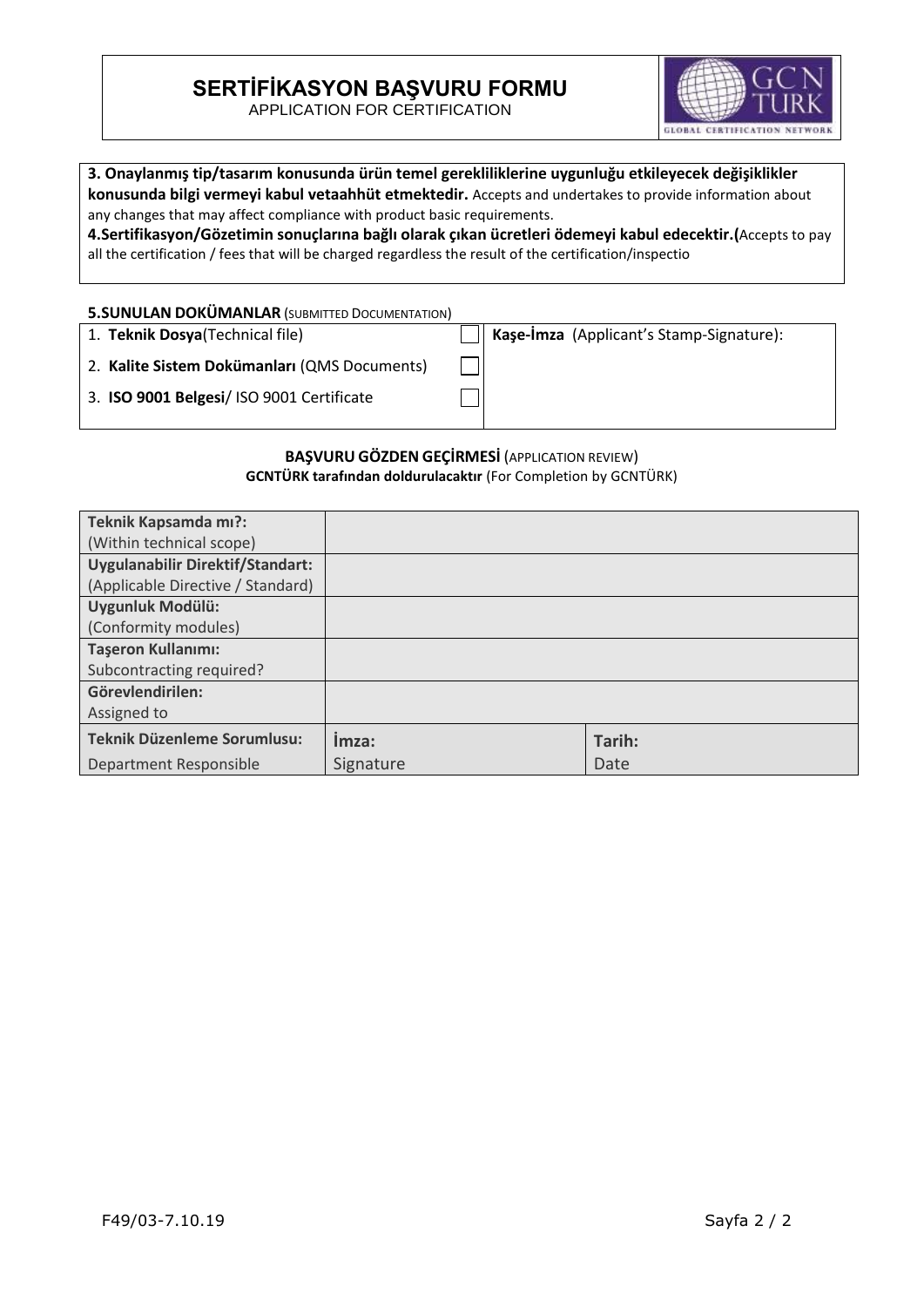# SERTİFİKASYON BAŞVURU FORMU

APPLICATION FOR CERTIFICATION

**3. Onaylanmış tip/tasarım konusunda ürün temel gerekliliklerine uygunluğu etkileyecek değişiklikler konusunda bilgi vermeyi kabul vetaahhüt etmektedir.** Accepts and undertakes to provide information about any changes that may affect compliance with product basic requirements.

**4.Sertifikasyon/Gözetimin sonuçlarına bağlı olarak çıkan ücretleri ödemeyi kabul edecektir.(**Accepts to pay all the certification / fees that will be charged regardless the result of the certification/inspectio

**5.SUNULAN DOKÜMANLAR** (SUBMITTED DOCUMENTATION)

| | | |
|---|---|---|
| 1. **Teknik Dosya**(Technical file) | ☐ | **Kaşe-İmza** (Applicant's Stamp-Signature): |
| 2. **Kalite Sistem Dokümanları** (QMS Documents) | ☐ | |
| 3. **ISO 9001 Belgesi**/ ISO 9001 Certificate | ☐ | |

**BAŞVURU GÖZDEN GEÇİRMESİ** (APPLICATION REVIEW)

**GCNTÜRK tarafından doldurulacaktır** (For Completion by GCNTÜRK)

| | | |
|---|---|---|
| **Teknik Kapsamda mı?:** (Within technical scope) | | |
| **Uygulanabilir Direktif/Standart:** (Applicable Directive / Standard) | | |
| **Uygunluk Modülü:** (Conformity modules) | | |
| **Taşeron Kullanımı:** Subcontracting required? | | |
| **Görevlendirilen:** Assigned to | | |
| **Teknik Düzenleme Sorumlusu:** Department Responsible | **İmza:** Signature | **Tarih:** Date |

F49/03-7.10.19